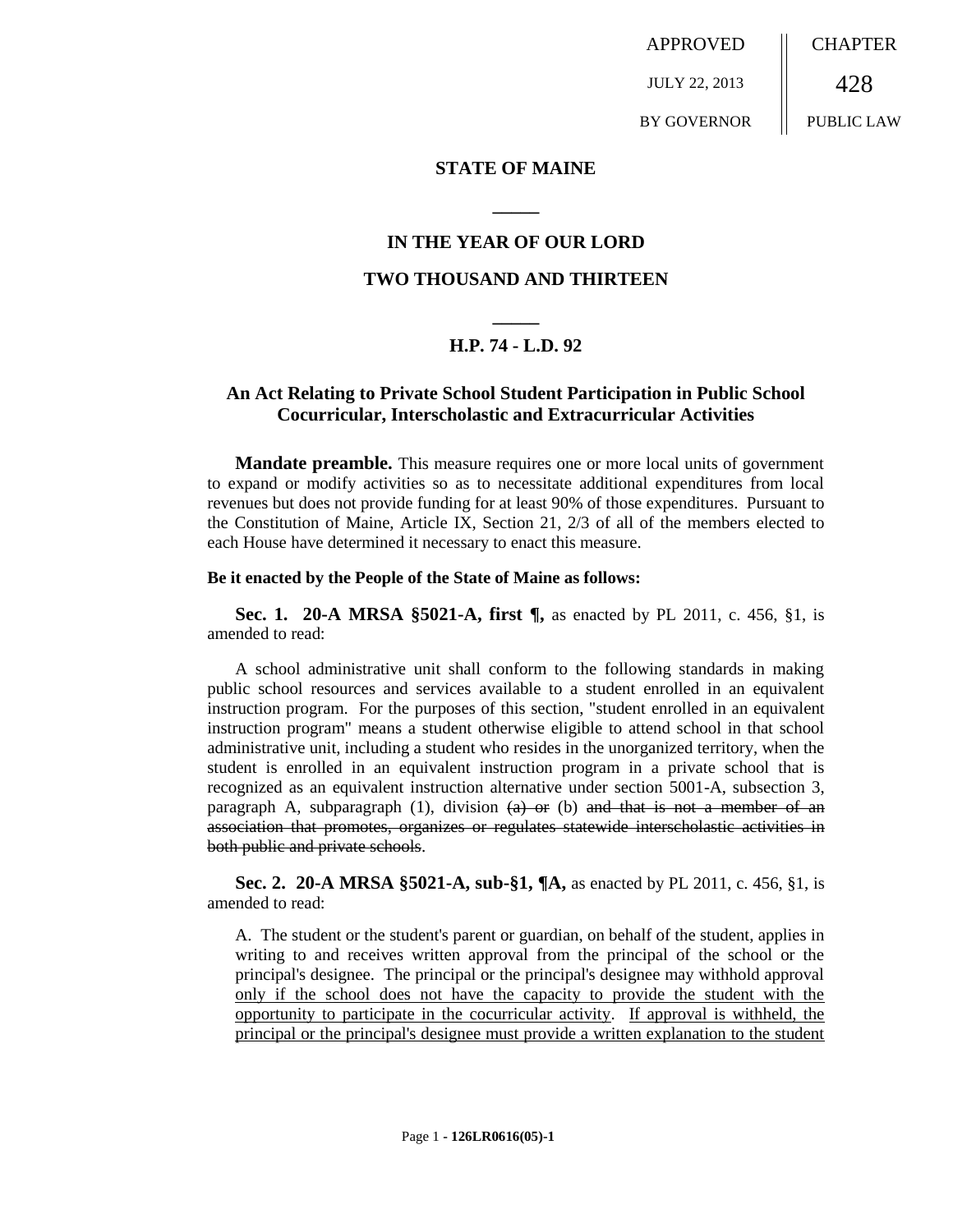APPROVED

JULY 22, 2013

BY GOVERNOR

CHAPTER

428

PUBLIC LAW

**STATE OF MAINE**

**\_\_\_\_\_**

**IN THE YEAR OF OUR LORD**

**TWO THOUSAND AND THIRTEEN**

**\_\_\_\_\_**

**H.P. 74 - L.D. 92**

## An Act Relating to Private School Student Participation in Public School Cocurricular, Interscholastic and Extracurricular Activities

**Mandate preamble.** This measure requires one or more local units of government to expand or modify activities so as to necessitate additional expenditures from local revenues but does not provide funding for at least 90% of those expenditures. Pursuant to the Constitution of Maine, Article IX, Section 21, 2/3 of all of the members elected to each House have determined it necessary to enact this measure.

**Be it enacted by the People of the State of Maine as follows:**

**Sec. 1. 20-A MRSA §5021-A, first ¶,** as enacted by PL 2011, c. 456, §1, is amended to read:

A school administrative unit shall conform to the following standards in making public school resources and services available to a student enrolled in an equivalent instruction program. For the purposes of this section, "student enrolled in an equivalent instruction program" means a student otherwise eligible to attend school in that school administrative unit, including a student who resides in the unorganized territory, when the student is enrolled in an equivalent instruction program in a private school that is recognized as an equivalent instruction alternative under section 5001-A, subsection 3, paragraph A, subparagraph (1), division ~~(a) or~~ (b) ~~and that is not a member of an association that promotes, organizes or regulates statewide interscholastic activities in both public and private schools~~.

**Sec. 2. 20-A MRSA §5021-A, sub-§1, ¶A,** as enacted by PL 2011, c. 456, §1, is amended to read:

A. The student or the student's parent or guardian, on behalf of the student, applies in writing to and receives written approval from the principal of the school or the principal's designee. The principal or the principal's designee may withhold approval <u>only if the school does not have the capacity to provide the student with the opportunity to participate in the cocurricular activity</u>. <u>If approval is withheld, the principal or the principal's designee must provide a written explanation to the student</u>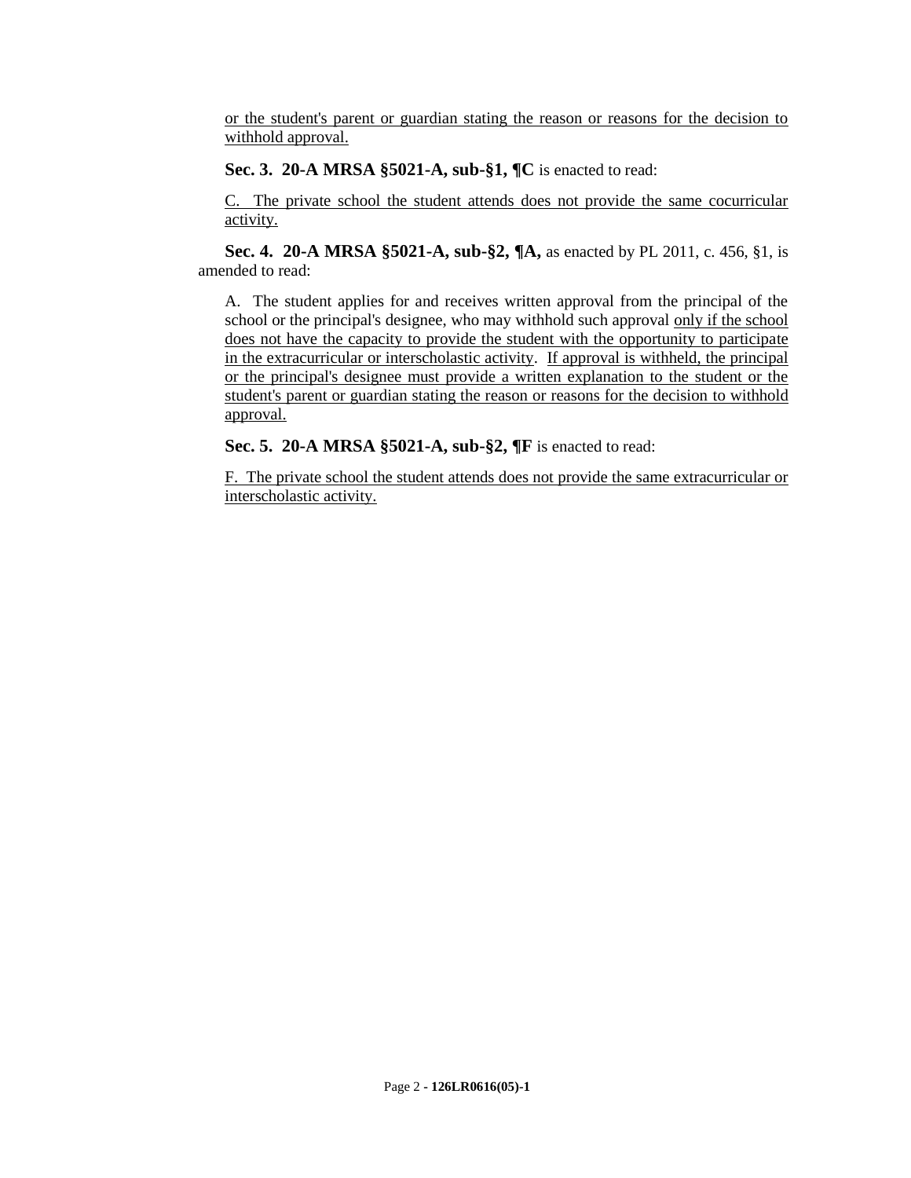or the student's parent or guardian stating the reason or reasons for the decision to withhold approval.

**Sec. 3. 20-A MRSA §5021-A, sub-§1, ¶C** is enacted to read:

C. The private school the student attends does not provide the same cocurricular activity.

**Sec. 4. 20-A MRSA §5021-A, sub-§2, ¶A,** as enacted by PL 2011, c. 456, §1, is amended to read:

A. The student applies for and receives written approval from the principal of the school or the principal's designee, who may withhold such approval only if the school does not have the capacity to provide the student with the opportunity to participate in the extracurricular or interscholastic activity. If approval is withheld, the principal or the principal's designee must provide a written explanation to the student or the student's parent or guardian stating the reason or reasons for the decision to withhold approval.

**Sec. 5. 20-A MRSA §5021-A, sub-§2, ¶F** is enacted to read:

F. The private school the student attends does not provide the same extracurricular or interscholastic activity.